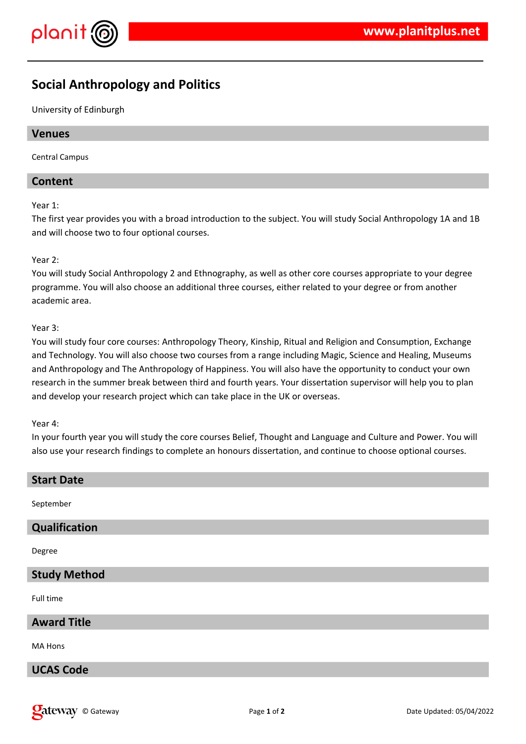# Social Anthropology and Politics

University of Edinburgh

## Venues

Central Campus

## Content

Year 1:
The first year provides you with a broad introduction to the subject. You will study Social Anthropology 1A and 1B and will choose two to four optional courses.

Year 2:
You will study Social Anthropology 2 and Ethnography, as well as other core courses appropriate to your degree programme. You will also choose an additional three courses, either related to your degree or from another academic area.

Year 3:
You will study four core courses: Anthropology Theory, Kinship, Ritual and Religion and Consumption, Exchange and Technology. You will also choose two courses from a range including Magic, Science and Healing, Museums and Anthropology and The Anthropology of Happiness. You will also have the opportunity to conduct your own research in the summer break between third and fourth years. Your dissertation supervisor will help you to plan and develop your research project which can take place in the UK or overseas.

Year 4:
In your fourth year you will study the core courses Belief, Thought and Language and Culture and Power. You will also use your research findings to complete an honours dissertation, and continue to choose optional courses.

## Start Date

September

## Qualification

Degree

## Study Method

Full time

## Award Title

MA Hons

## UCAS Code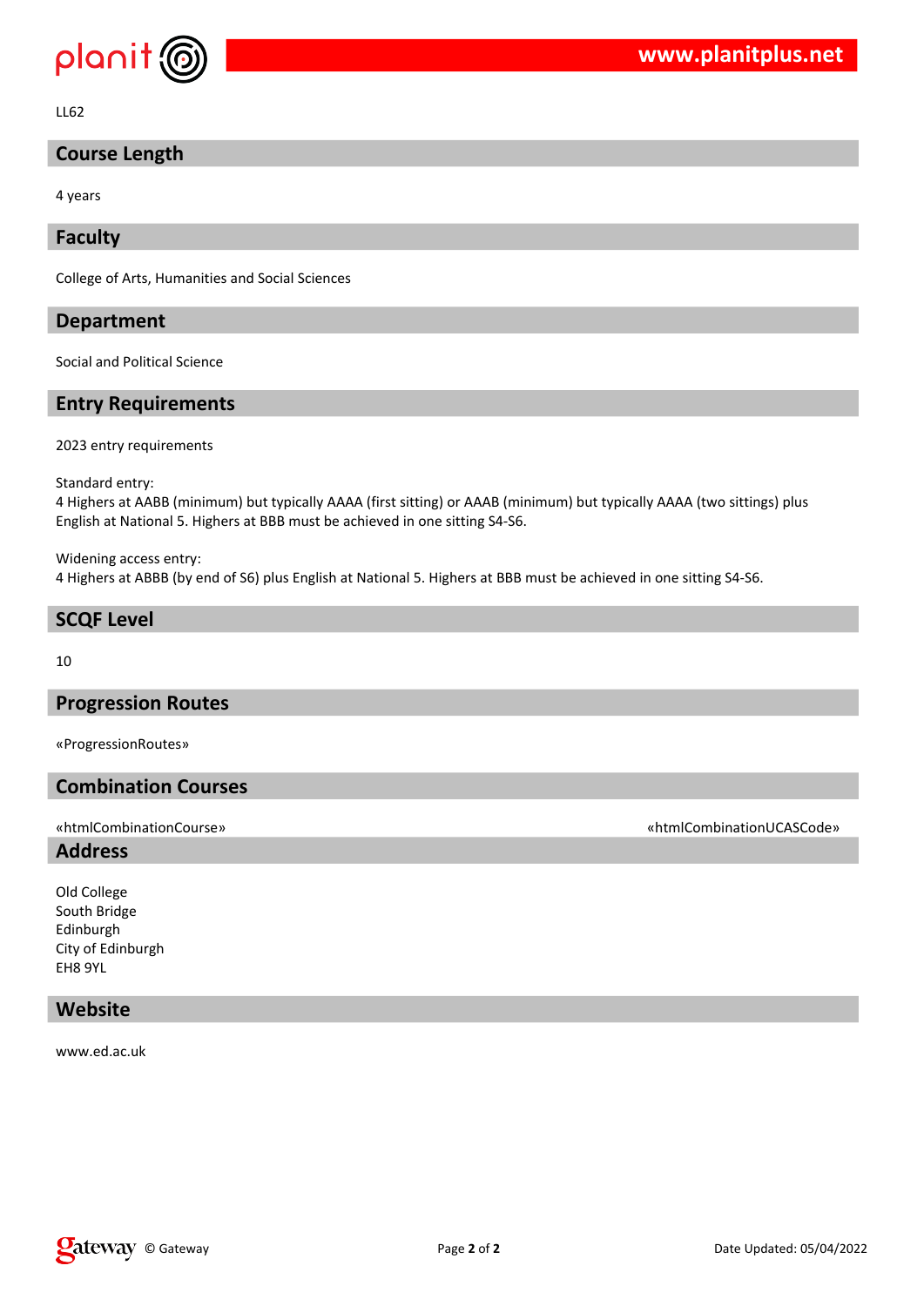LL62

## Course Length

4 years

## Faculty

College of Arts, Humanities and Social Sciences

## Department

Social and Political Science

## Entry Requirements

2023 entry requirements

Standard entry:
4 Highers at AABB (minimum) but typically AAAA (first sitting) or AAAB (minimum) but typically AAAA (two sittings) plus English at National 5. Highers at BBB must be achieved in one sitting S4-S6.

Widening access entry:
4 Highers at ABBB (by end of S6) plus English at National 5. Highers at BBB must be achieved in one sitting S4-S6.

## SCQF Level

10

## Progression Routes

«ProgressionRoutes»

## Combination Courses

«htmlCombinationCourse» «htmlCombinationUCASCode»

## Address

Old College
South Bridge
Edinburgh
City of Edinburgh
EH8 9YL

## Website

www.ed.ac.uk